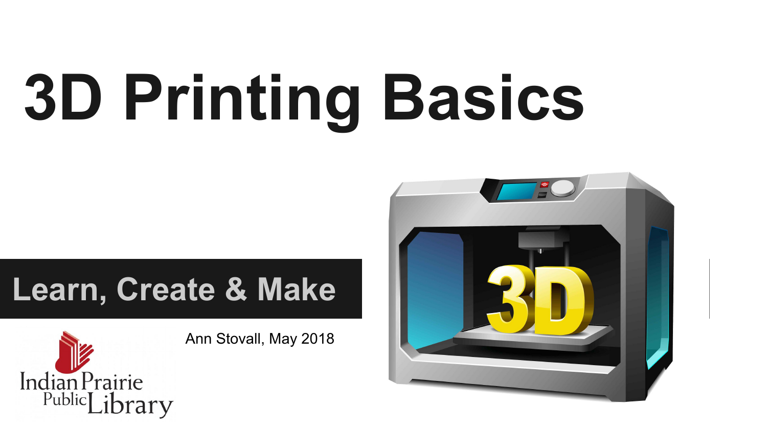# 3D Printing Basics

## Learn, Create & Make

Ann Stovall, May 2018

Indian Prairie Public Library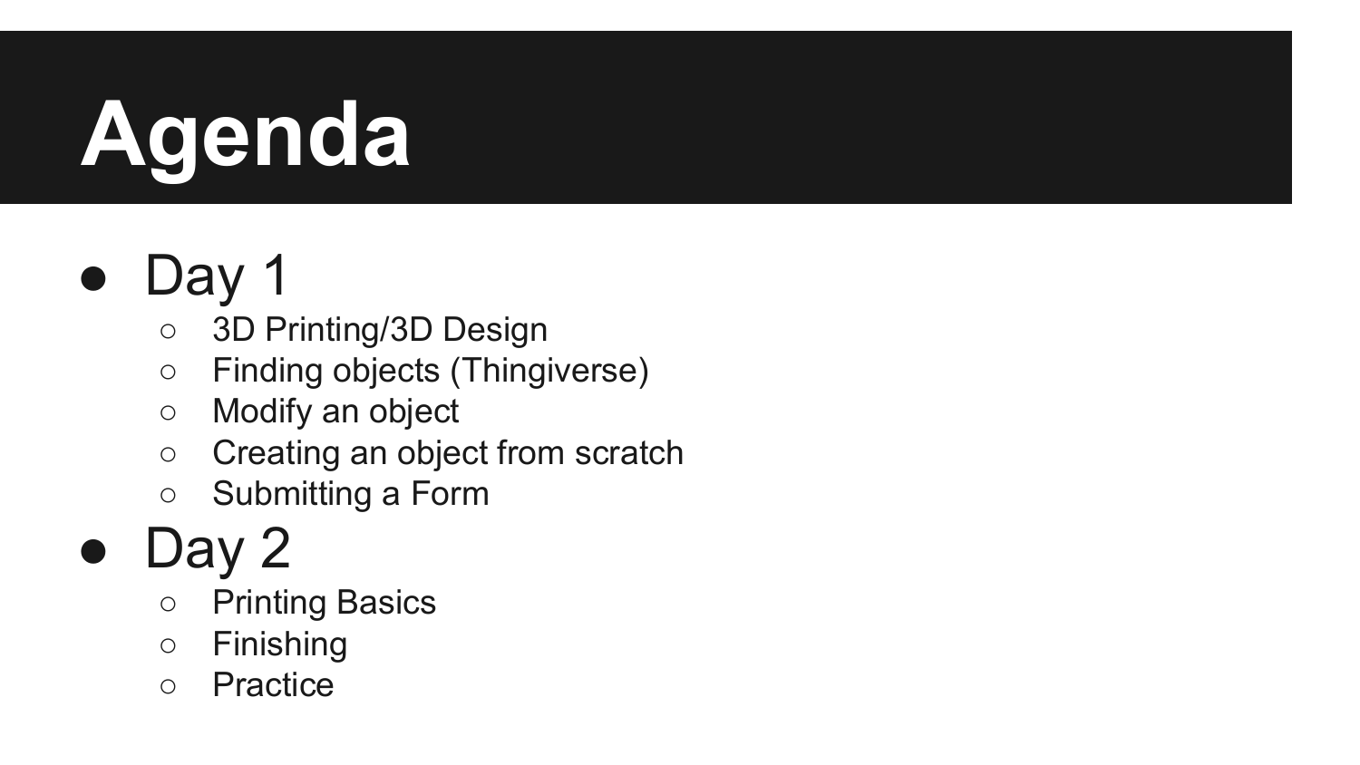# Agenda

- Day 1
  - 3D Printing/3D Design
  - Finding objects (Thingiverse)
  - Modify an object
  - Creating an object from scratch
  - Submitting a Form
- Day 2
  - Printing Basics
  - Finishing
  - Practice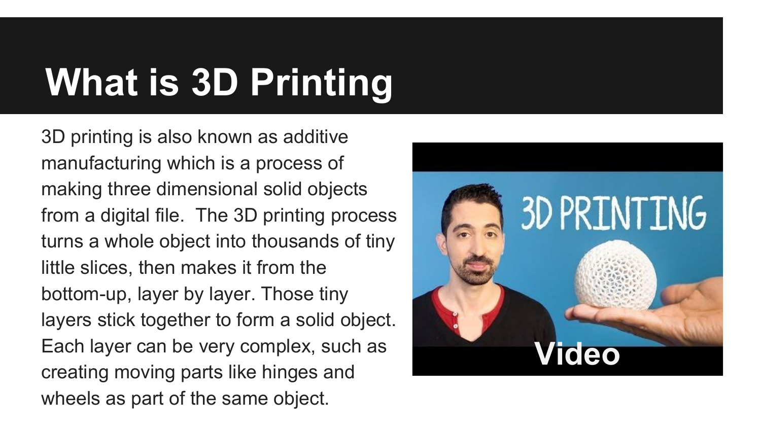# What is 3D Printing

3D printing is also known as additive manufacturing which is a process of making three dimensional solid objects from a digital file. The 3D printing process turns a whole object into thousands of tiny little slices, then makes it from the bottom-up, layer by layer. Those tiny layers stick together to form a solid object. Each layer can be very complex, such as creating moving parts like hinges and wheels as part of the same object.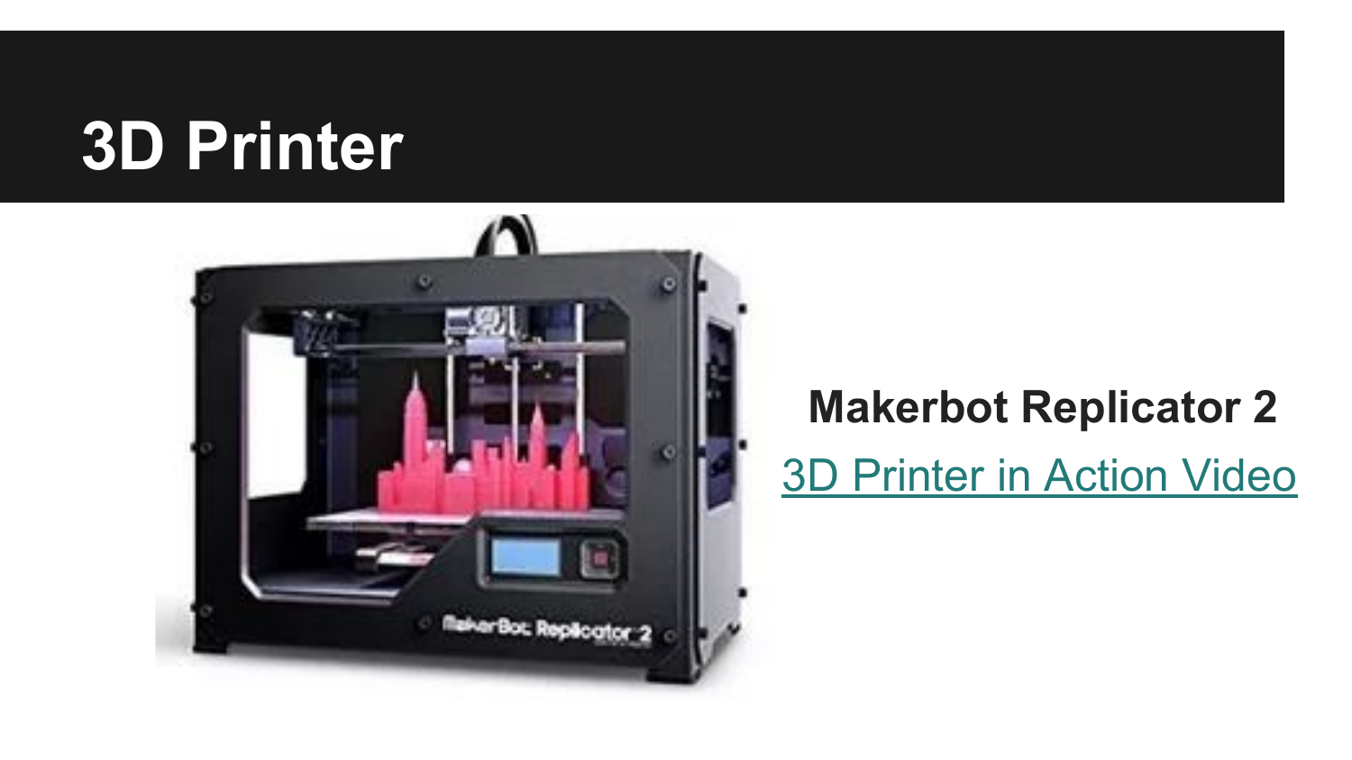# 3D Printer

**Makerbot Replicator 2**

3D Printer in Action Video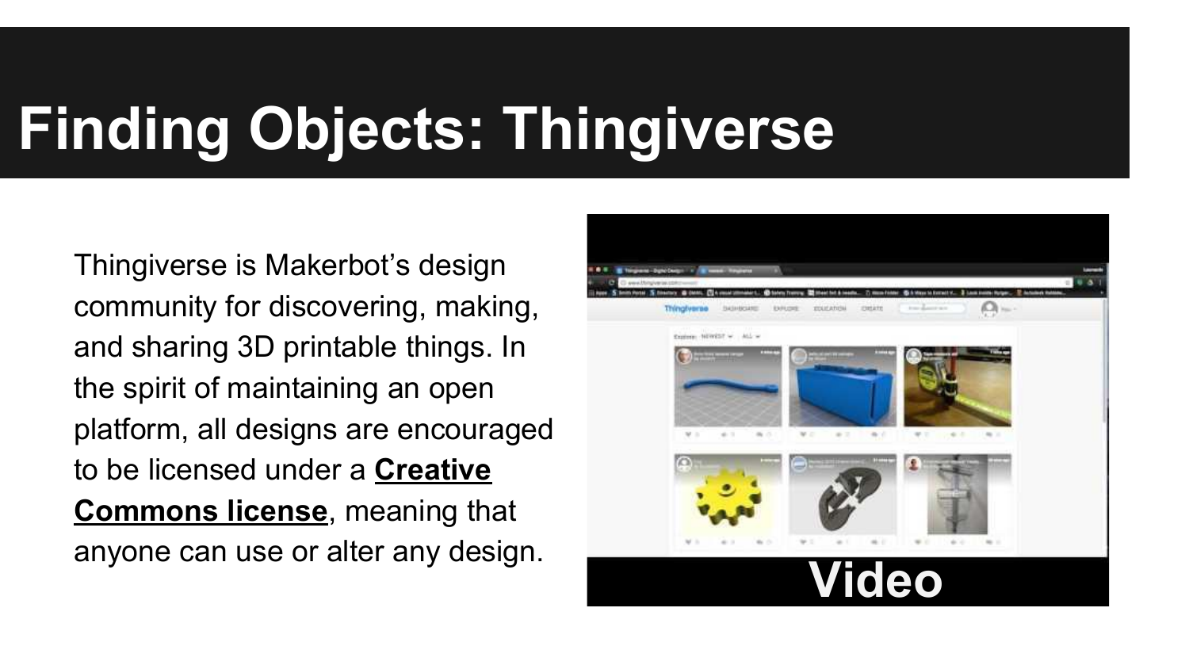# Finding Objects: Thingiverse

Thingiverse is Makerbot's design community for discovering, making, and sharing 3D printable things. In the spirit of maintaining an open platform, all designs are encouraged to be licensed under a **Creative Commons license**, meaning that anyone can use or alter any design.

Video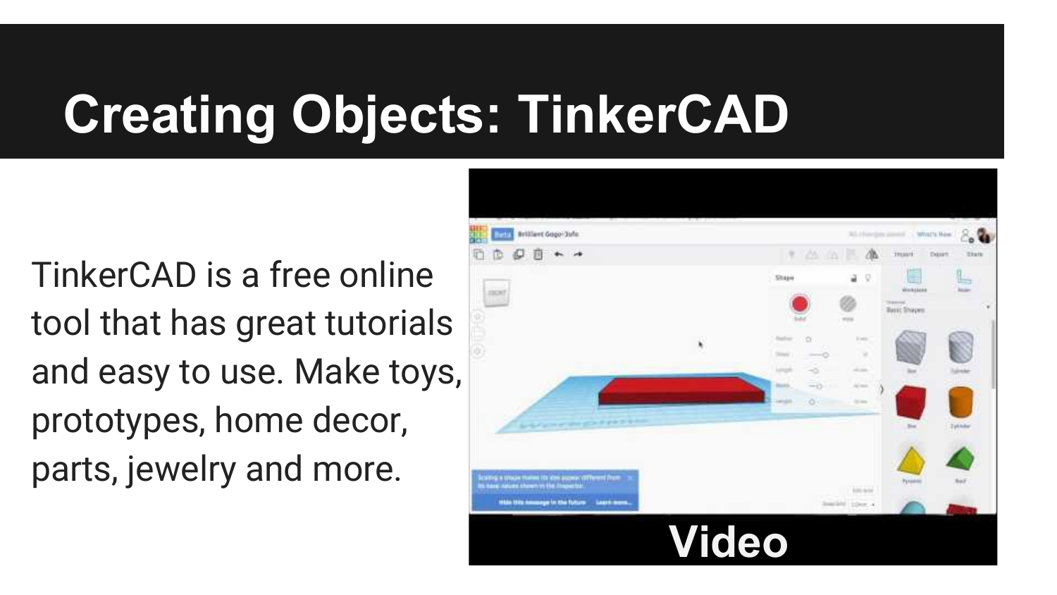# Creating Objects: TinkerCAD

TinkerCAD is a free online tool that has great tutorials and easy to use. Make toys, prototypes, home decor, parts, jewelry and more.

Video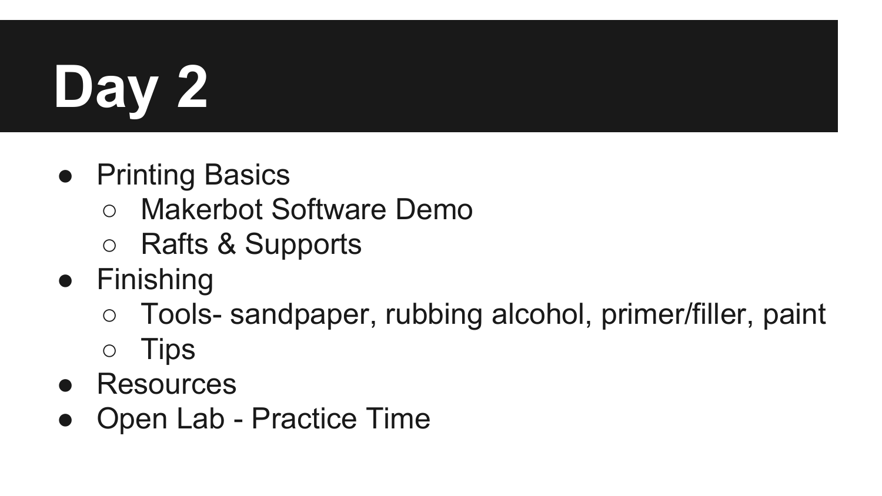# Day 2

- Printing Basics
  - Makerbot Software Demo
  - Rafts & Supports
- Finishing
  - Tools- sandpaper, rubbing alcohol, primer/filler, paint
  - Tips
- Resources
- Open Lab - Practice Time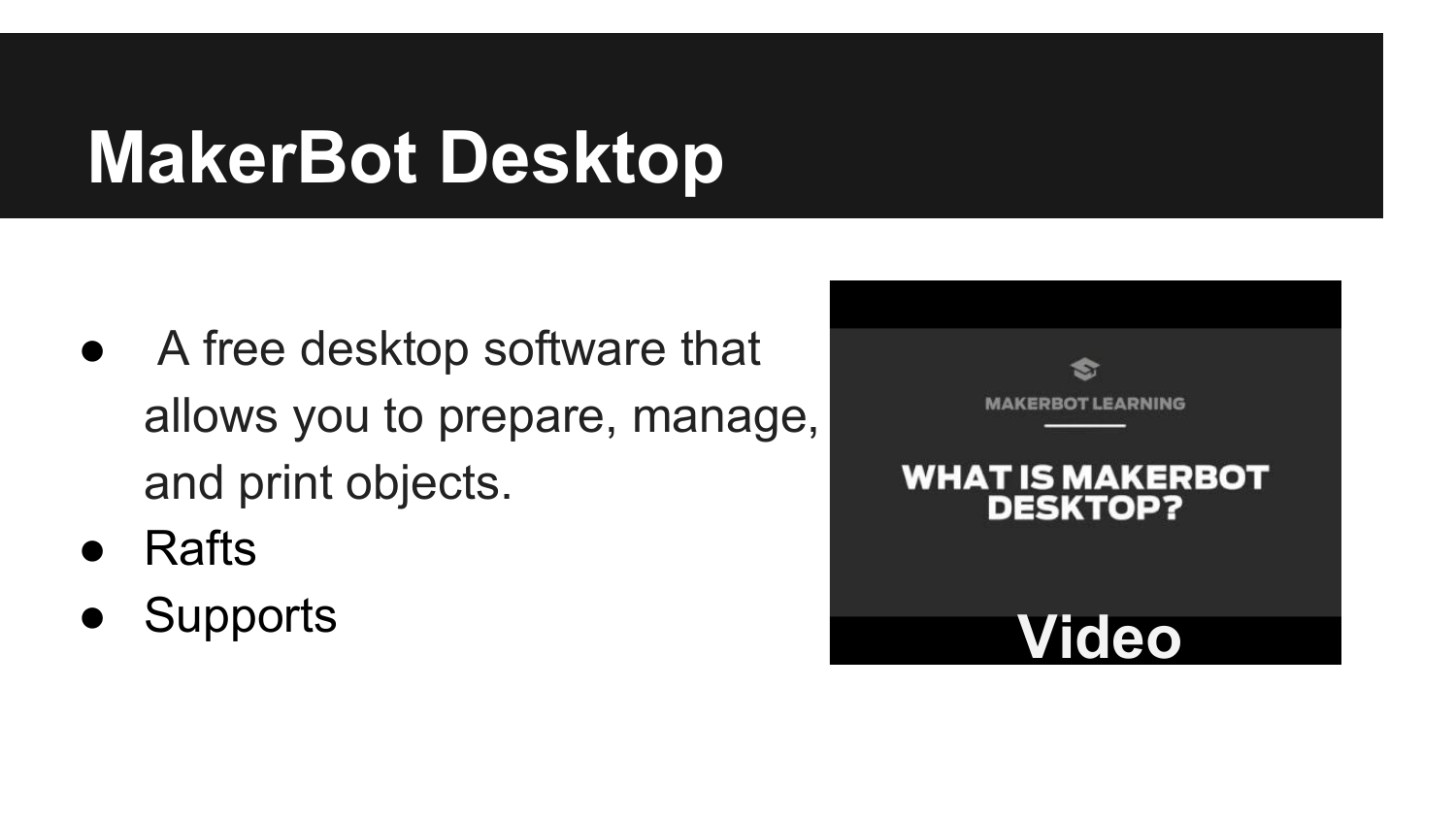# MakerBot Desktop

- A free desktop software that allows you to prepare, manage, and print objects.
- Rafts
- Supports

MAKERBOT LEARNING

WHAT IS MAKERBOT DESKTOP?

Video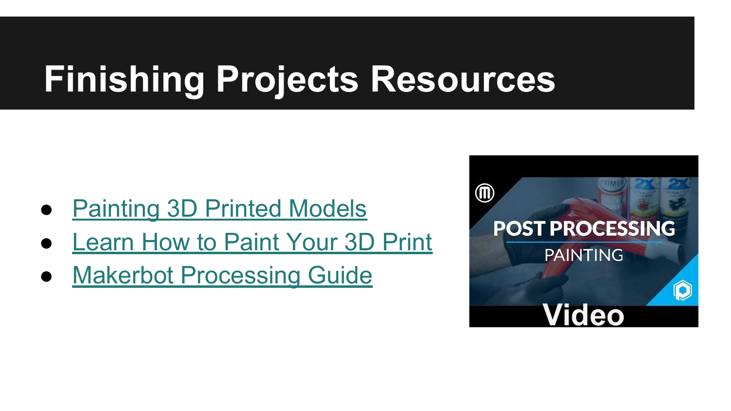# Finishing Projects Resources

- Painting 3D Printed Models
- Learn How to Paint Your 3D Print
- Makerbot Processing Guide

Video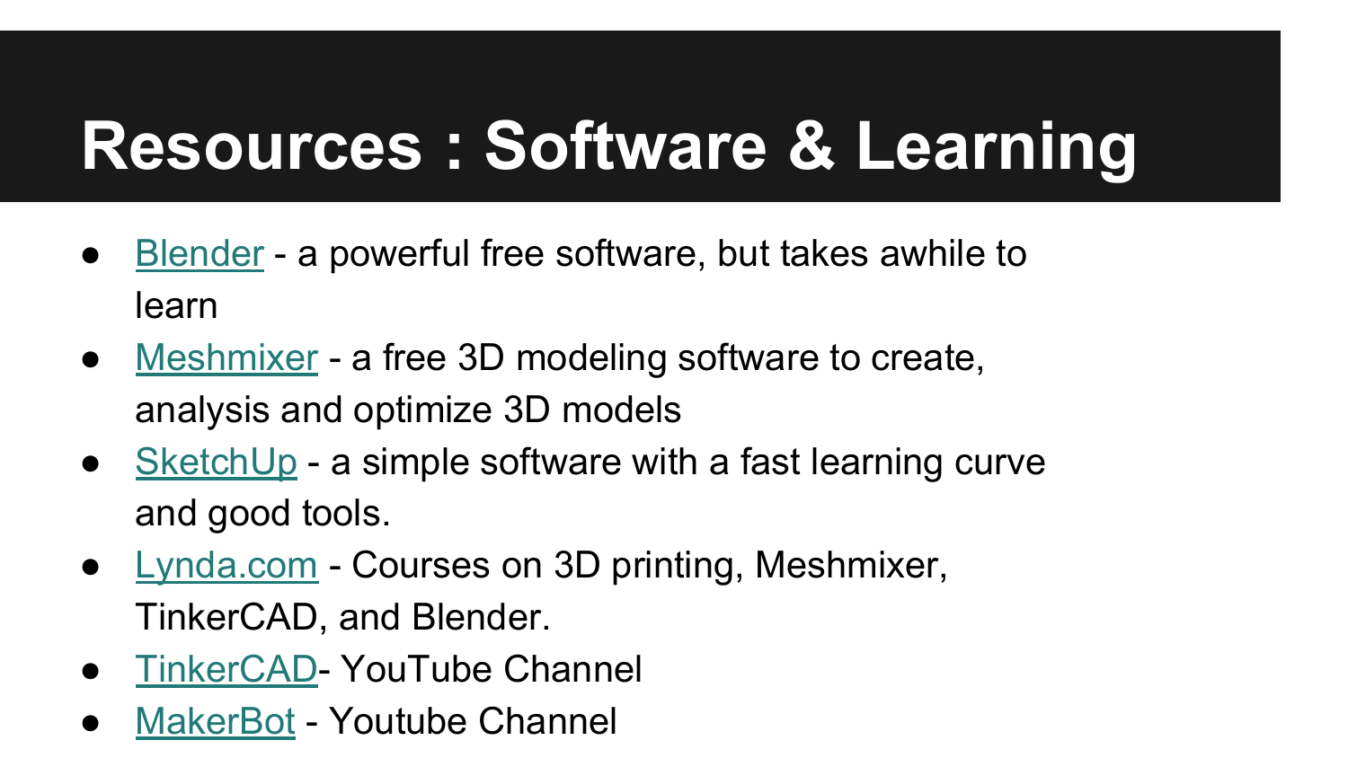# Resources : Software & Learning

- Blender - a powerful free software, but takes awhile to learn
- Meshmixer - a free 3D modeling software to create, analysis and optimize 3D models
- SketchUp - a simple software with a fast learning curve and good tools.
- Lynda.com - Courses on 3D printing, Meshmixer, TinkerCAD, and Blender.
- TinkerCAD- YouTube Channel
- MakerBot - Youtube Channel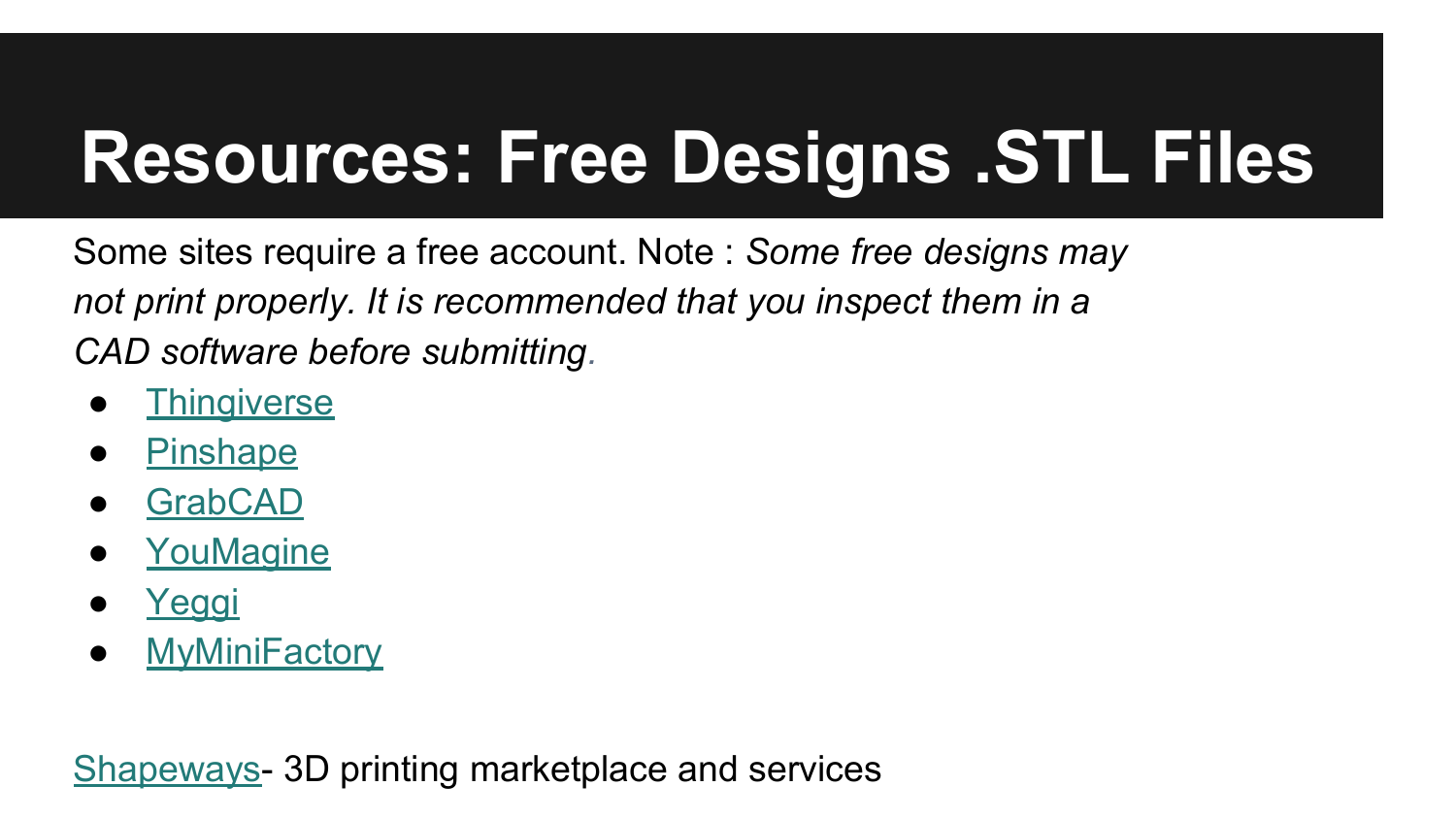# Resources: Free Designs .STL Files

Some sites require a free account. Note : *Some free designs may not print properly. It is recommended that you inspect them in a CAD software before submitting.*

- Thingiverse
- Pinshape
- GrabCAD
- YouMagine
- Yeggi
- MyMiniFactory

Shapeways- 3D printing marketplace and services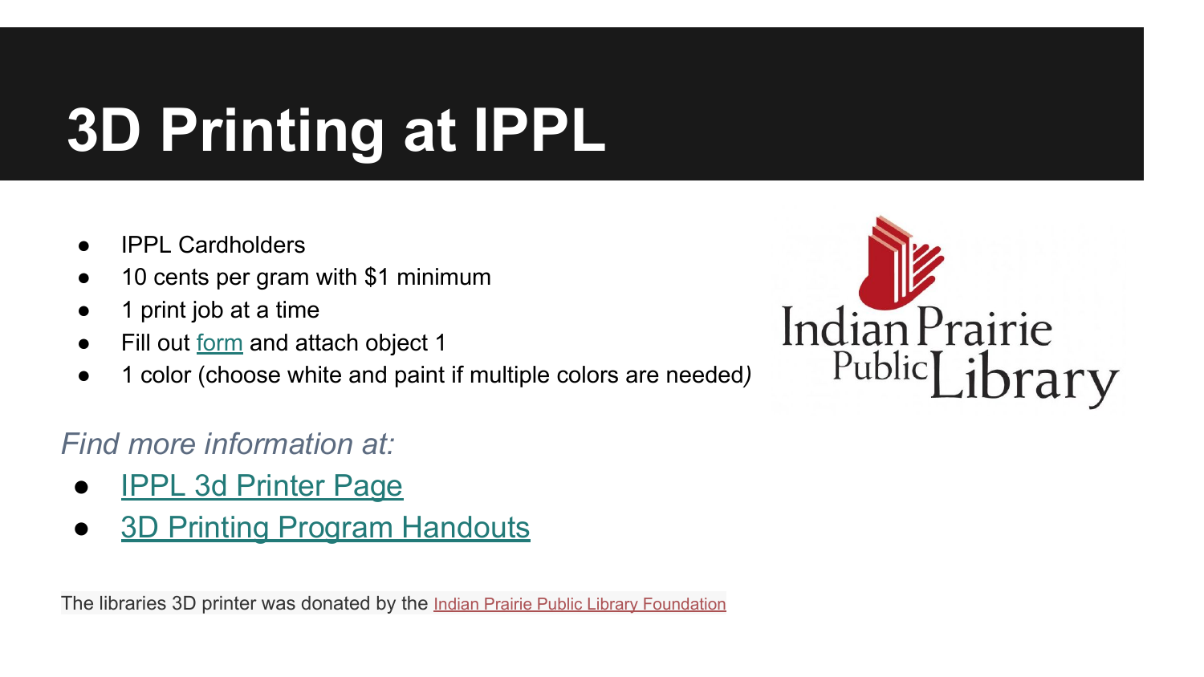# 3D Printing at IPPL

- IPPL Cardholders
- 10 cents per gram with $1 minimum
- 1 print job at a time
- Fill out form and attach object 1
- 1 color (choose white and paint if multiple colors are needed)

*Find more information at:*

- IPPL 3d Printer Page
- 3D Printing Program Handouts

The libraries 3D printer was donated by the Indian Prairie Public Library Foundation